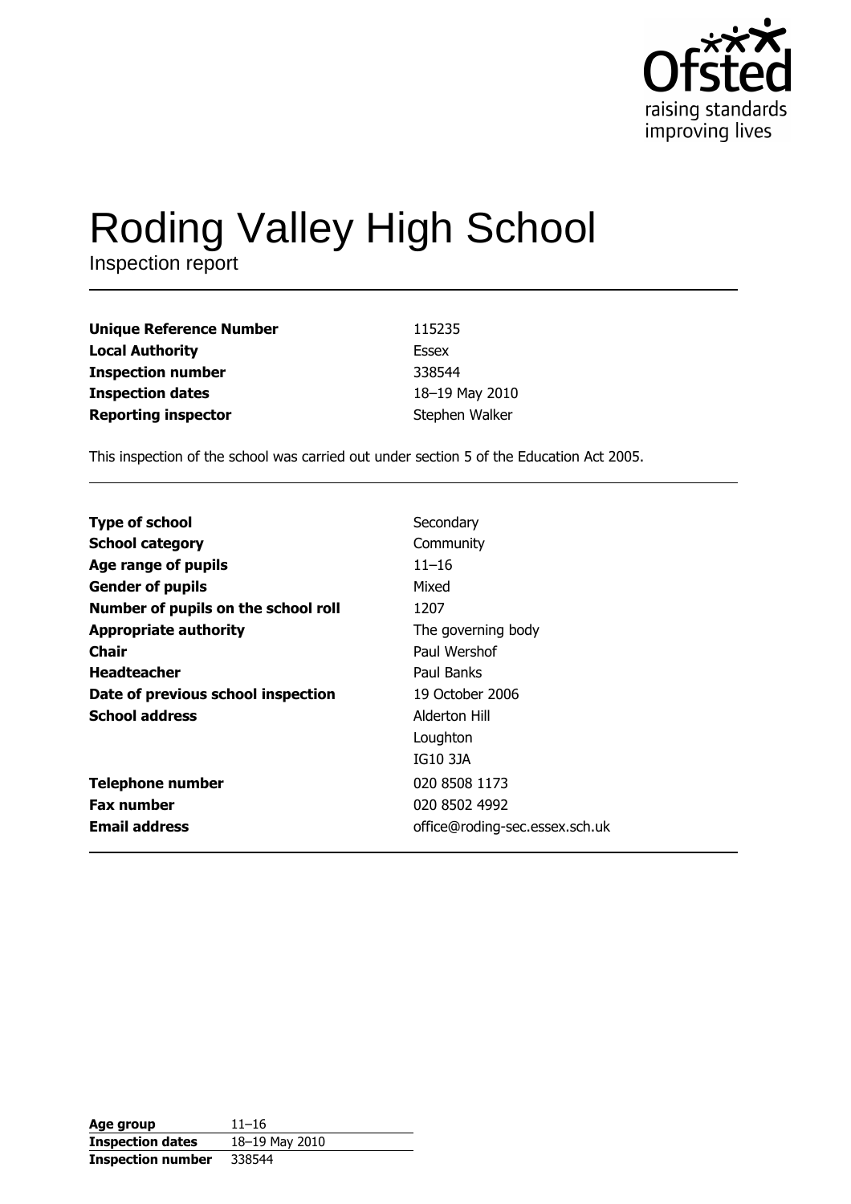Ofsted
raising standards
improving lives

# Roding Valley High School

Inspection report

| | |
|---|---|
| **Unique Reference Number** | 115235 |
| **Local Authority** | Essex |
| **Inspection number** | 338544 |
| **Inspection dates** | 18–19 May 2010 |
| **Reporting inspector** | Stephen Walker |

This inspection of the school was carried out under section 5 of the Education Act 2005.

| | |
|---|---|
| **Type of school** | Secondary |
| **School category** | Community |
| **Age range of pupils** | 11–16 |
| **Gender of pupils** | Mixed |
| **Number of pupils on the school roll** | 1207 |
| **Appropriate authority** | The governing body |
| **Chair** | Paul Wershof |
| **Headteacher** | Paul Banks |
| **Date of previous school inspection** | 19 October 2006 |
| **School address** | Alderton Hill<br>Loughton<br>IG10 3JA |
| **Telephone number** | 020 8508 1173 |
| **Fax number** | 020 8502 4992 |
| **Email address** | office@roding-sec.essex.sch.uk |

| | |
|---|---|
| **Age group** | 11–16 |
| **Inspection dates** | 18–19 May 2010 |
| **Inspection number** | 338544 |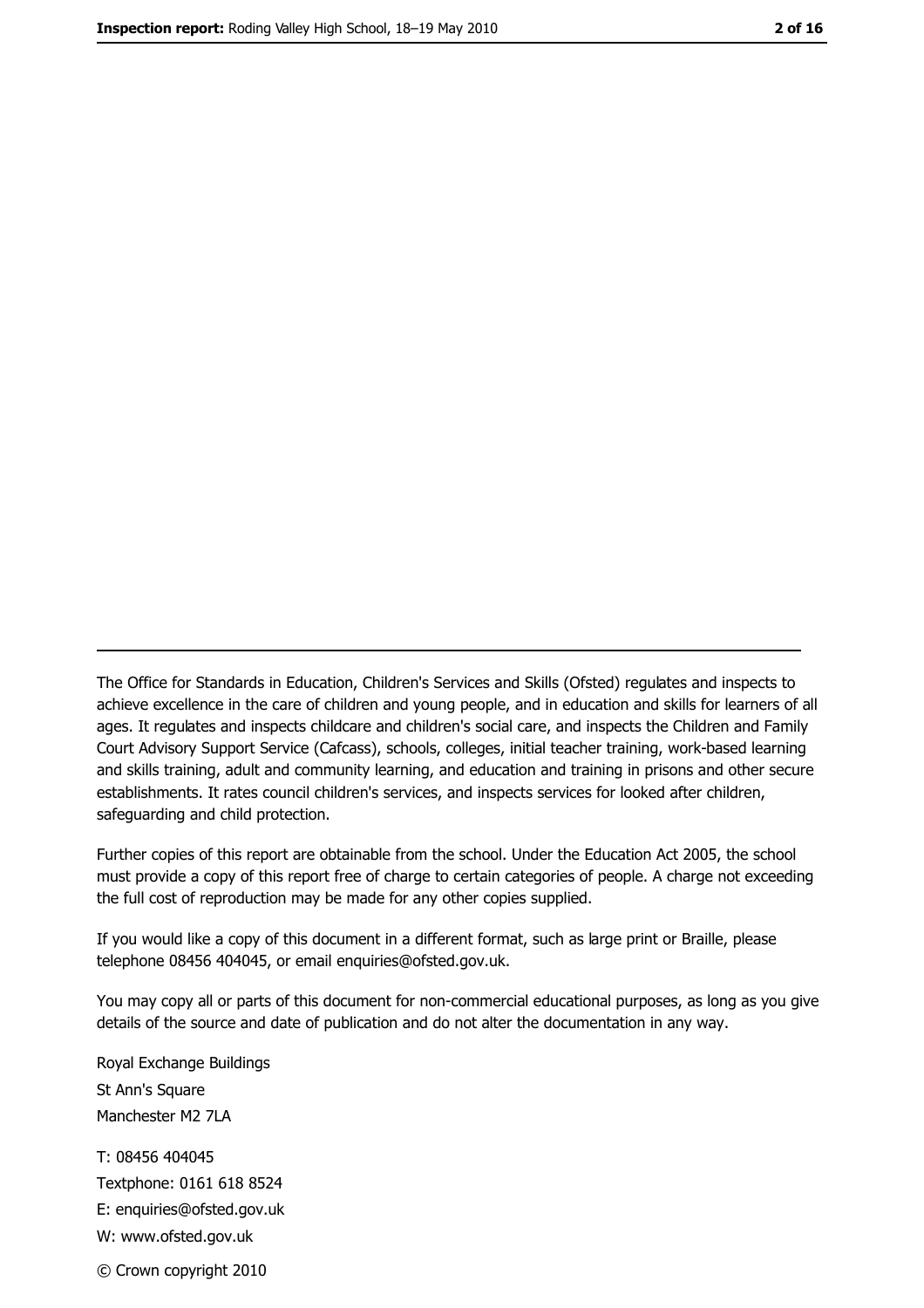---

The Office for Standards in Education, Children's Services and Skills (Ofsted) regulates and inspects to achieve excellence in the care of children and young people, and in education and skills for learners of all ages. It regulates and inspects childcare and children's social care, and inspects the Children and Family Court Advisory Support Service (Cafcass), schools, colleges, initial teacher training, work-based learning and skills training, adult and community learning, and education and training in prisons and other secure establishments. It rates council children's services, and inspects services for looked after children, safeguarding and child protection.

Further copies of this report are obtainable from the school. Under the Education Act 2005, the school must provide a copy of this report free of charge to certain categories of people. A charge not exceeding the full cost of reproduction may be made for any other copies supplied.

If you would like a copy of this document in a different format, such as large print or Braille, please telephone 08456 404045, or email enquiries@ofsted.gov.uk.

You may copy all or parts of this document for non-commercial educational purposes, as long as you give details of the source and date of publication and do not alter the documentation in any way.

Royal Exchange Buildings
St Ann's Square
Manchester M2 7LA

T: 08456 404045
Textphone: 0161 618 8524
E: enquiries@ofsted.gov.uk
W: www.ofsted.gov.uk

© Crown copyright 2010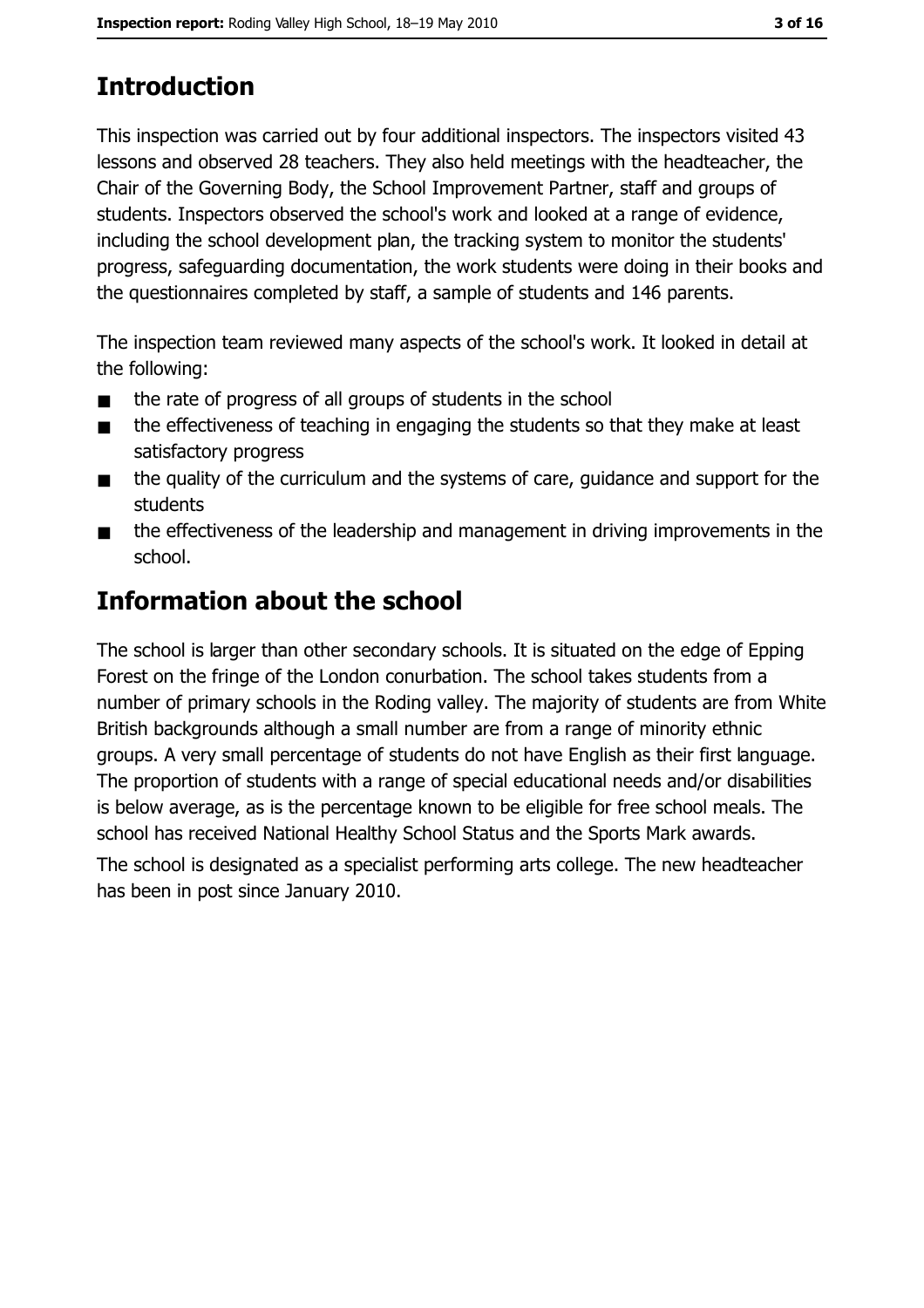## Introduction

This inspection was carried out by four additional inspectors. The inspectors visited 43 lessons and observed 28 teachers. They also held meetings with the headteacher, the Chair of the Governing Body, the School Improvement Partner, staff and groups of students. Inspectors observed the school's work and looked at a range of evidence, including the school development plan, the tracking system to monitor the students' progress, safeguarding documentation, the work students were doing in their books and the questionnaires completed by staff, a sample of students and 146 parents.

The inspection team reviewed many aspects of the school's work. It looked in detail at the following:

- the rate of progress of all groups of students in the school
- the effectiveness of teaching in engaging the students so that they make at least satisfactory progress
- the quality of the curriculum and the systems of care, guidance and support for the students
- the effectiveness of the leadership and management in driving improvements in the school.

## Information about the school

The school is larger than other secondary schools. It is situated on the edge of Epping Forest on the fringe of the London conurbation. The school takes students from a number of primary schools in the Roding valley. The majority of students are from White British backgrounds although a small number are from a range of minority ethnic groups. A very small percentage of students do not have English as their first language. The proportion of students with a range of special educational needs and/or disabilities is below average, as is the percentage known to be eligible for free school meals. The school has received National Healthy School Status and the Sports Mark awards.

The school is designated as a specialist performing arts college. The new headteacher has been in post since January 2010.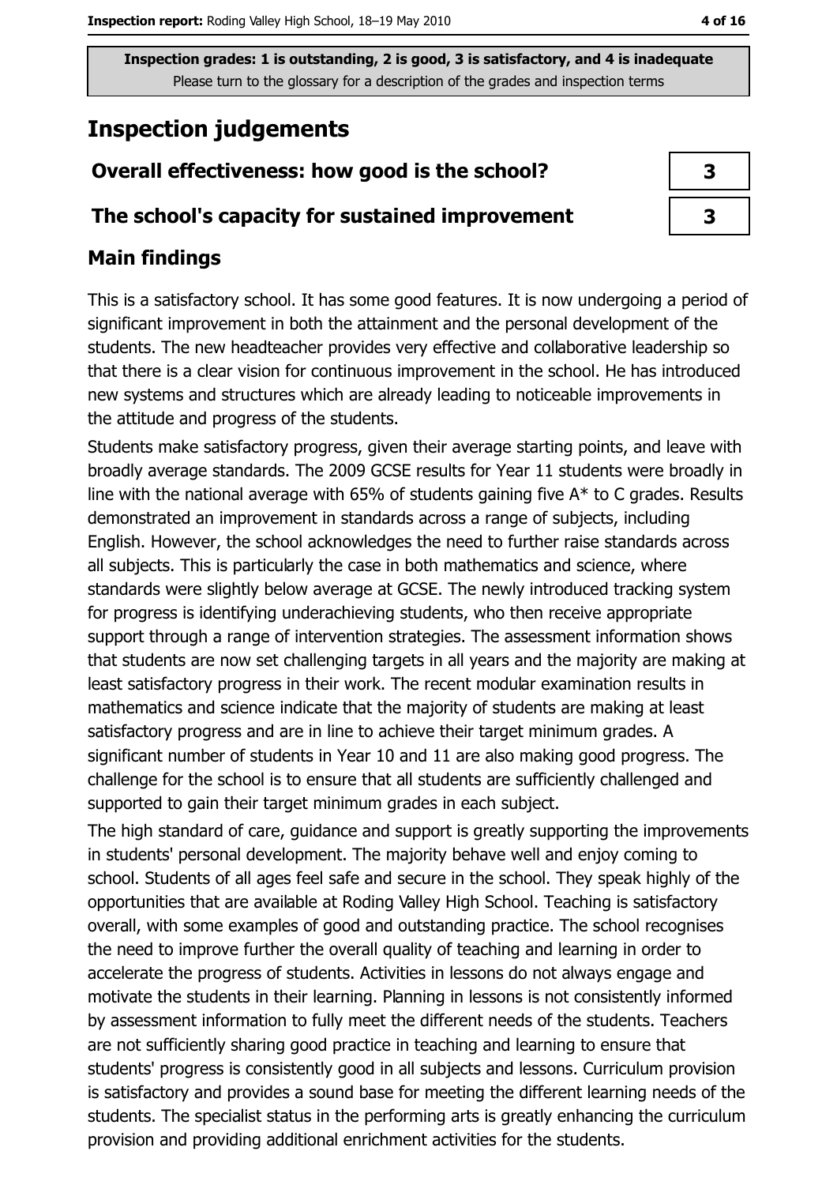Inspection grades: 1 is outstanding, 2 is good, 3 is satisfactory, and 4 is inadequate
Please turn to the glossary for a description of the grades and inspection terms

# Inspection judgements

| | |
|---|---|
| **Overall effectiveness: how good is the school?** | 3 |
| **The school's capacity for sustained improvement** | 3 |

## Main findings

This is a satisfactory school. It has some good features. It is now undergoing a period of significant improvement in both the attainment and the personal development of the students. The new headteacher provides very effective and collaborative leadership so that there is a clear vision for continuous improvement in the school. He has introduced new systems and structures which are already leading to noticeable improvements in the attitude and progress of the students.

Students make satisfactory progress, given their average starting points, and leave with broadly average standards. The 2009 GCSE results for Year 11 students were broadly in line with the national average with 65% of students gaining five A* to C grades. Results demonstrated an improvement in standards across a range of subjects, including English. However, the school acknowledges the need to further raise standards across all subjects. This is particularly the case in both mathematics and science, where standards were slightly below average at GCSE. The newly introduced tracking system for progress is identifying underachieving students, who then receive appropriate support through a range of intervention strategies. The assessment information shows that students are now set challenging targets in all years and the majority are making at least satisfactory progress in their work. The recent modular examination results in mathematics and science indicate that the majority of students are making at least satisfactory progress and are in line to achieve their target minimum grades. A significant number of students in Year 10 and 11 are also making good progress. The challenge for the school is to ensure that all students are sufficiently challenged and supported to gain their target minimum grades in each subject.

The high standard of care, guidance and support is greatly supporting the improvements in students' personal development. The majority behave well and enjoy coming to school. Students of all ages feel safe and secure in the school. They speak highly of the opportunities that are available at Roding Valley High School. Teaching is satisfactory overall, with some examples of good and outstanding practice. The school recognises the need to improve further the overall quality of teaching and learning in order to accelerate the progress of students. Activities in lessons do not always engage and motivate the students in their learning. Planning in lessons is not consistently informed by assessment information to fully meet the different needs of the students. Teachers are not sufficiently sharing good practice in teaching and learning to ensure that students' progress is consistently good in all subjects and lessons. Curriculum provision is satisfactory and provides a sound base for meeting the different learning needs of the students. The specialist status in the performing arts is greatly enhancing the curriculum provision and providing additional enrichment activities for the students.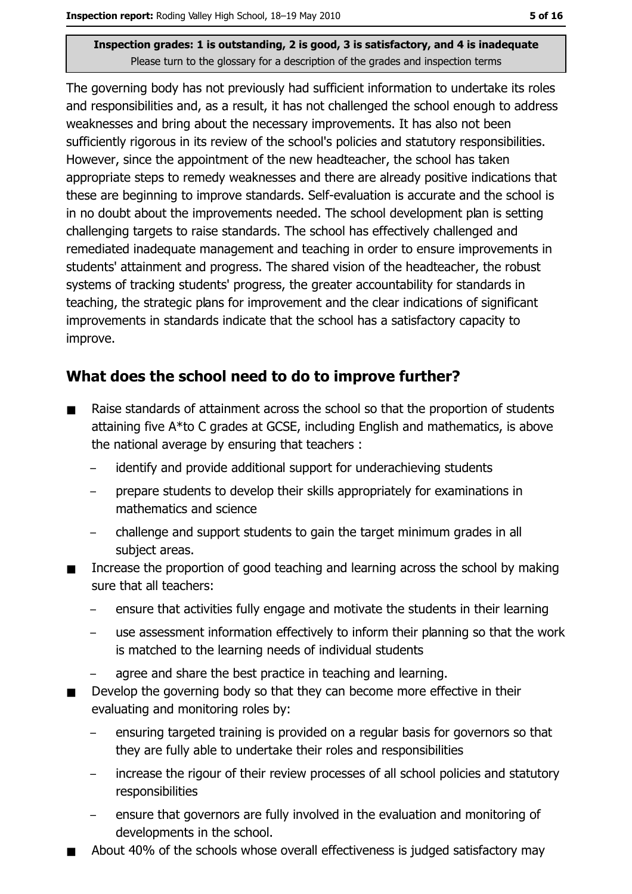The governing body has not previously had sufficient information to undertake its roles and responsibilities and, as a result, it has not challenged the school enough to address weaknesses and bring about the necessary improvements. It has also not been sufficiently rigorous in its review of the school's policies and statutory responsibilities. However, since the appointment of the new headteacher, the school has taken appropriate steps to remedy weaknesses and there are already positive indications that these are beginning to improve standards. Self-evaluation is accurate and the school is in no doubt about the improvements needed. The school development plan is setting challenging targets to raise standards. The school has effectively challenged and remediated inadequate management and teaching in order to ensure improvements in students' attainment and progress. The shared vision of the headteacher, the robust systems of tracking students' progress, the greater accountability for standards in teaching, the strategic plans for improvement and the clear indications of significant improvements in standards indicate that the school has a satisfactory capacity to improve.

## What does the school need to do to improve further?

- Raise standards of attainment across the school so that the proportion of students attaining five A*to C grades at GCSE, including English and mathematics, is above the national average by ensuring that teachers :
  - identify and provide additional support for underachieving students
  - prepare students to develop their skills appropriately for examinations in mathematics and science
  - challenge and support students to gain the target minimum grades in all subject areas.
- Increase the proportion of good teaching and learning across the school by making sure that all teachers:
  - ensure that activities fully engage and motivate the students in their learning
  - use assessment information effectively to inform their planning so that the work is matched to the learning needs of individual students
  - agree and share the best practice in teaching and learning.
- Develop the governing body so that they can become more effective in their evaluating and monitoring roles by:
  - ensuring targeted training is provided on a regular basis for governors so that they are fully able to undertake their roles and responsibilities
  - increase the rigour of their review processes of all school policies and statutory responsibilities
  - ensure that governors are fully involved in the evaluation and monitoring of developments in the school.
- About 40% of the schools whose overall effectiveness is judged satisfactory may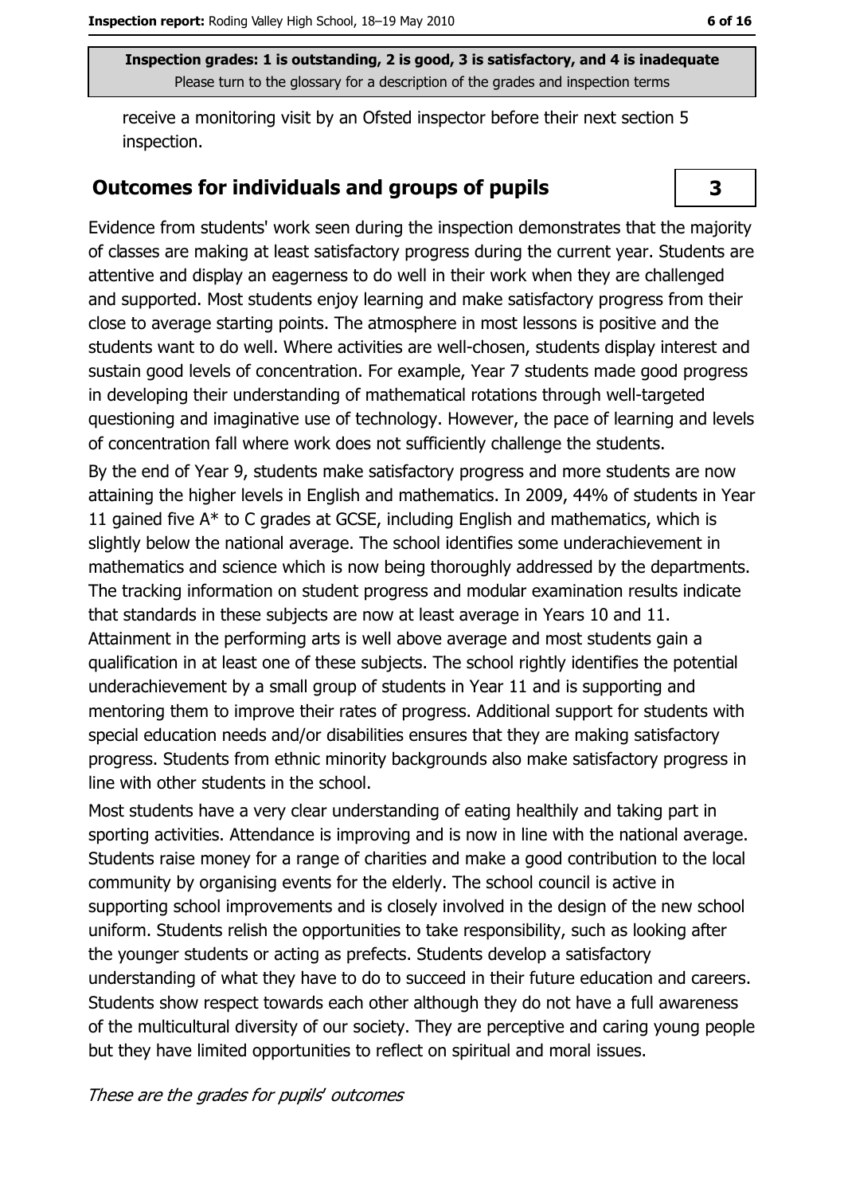Inspection grades: 1 is outstanding, 2 is good, 3 is satisfactory, and 4 is inadequate
Please turn to the glossary for a description of the grades and inspection terms

receive a monitoring visit by an Ofsted inspector before their next section 5 inspection.

## Outcomes for individuals and groups of pupils

**3**

Evidence from students' work seen during the inspection demonstrates that the majority of classes are making at least satisfactory progress during the current year. Students are attentive and display an eagerness to do well in their work when they are challenged and supported. Most students enjoy learning and make satisfactory progress from their close to average starting points. The atmosphere in most lessons is positive and the students want to do well. Where activities are well-chosen, students display interest and sustain good levels of concentration. For example, Year 7 students made good progress in developing their understanding of mathematical rotations through well-targeted questioning and imaginative use of technology. However, the pace of learning and levels of concentration fall where work does not sufficiently challenge the students.

By the end of Year 9, students make satisfactory progress and more students are now attaining the higher levels in English and mathematics. In 2009, 44% of students in Year 11 gained five A* to C grades at GCSE, including English and mathematics, which is slightly below the national average. The school identifies some underachievement in mathematics and science which is now being thoroughly addressed by the departments. The tracking information on student progress and modular examination results indicate that standards in these subjects are now at least average in Years 10 and 11. Attainment in the performing arts is well above average and most students gain a qualification in at least one of these subjects. The school rightly identifies the potential underachievement by a small group of students in Year 11 and is supporting and mentoring them to improve their rates of progress. Additional support for students with special education needs and/or disabilities ensures that they are making satisfactory progress. Students from ethnic minority backgrounds also make satisfactory progress in line with other students in the school.

Most students have a very clear understanding of eating healthily and taking part in sporting activities. Attendance is improving and is now in line with the national average. Students raise money for a range of charities and make a good contribution to the local community by organising events for the elderly. The school council is active in supporting school improvements and is closely involved in the design of the new school uniform. Students relish the opportunities to take responsibility, such as looking after the younger students or acting as prefects. Students develop a satisfactory understanding of what they have to do to succeed in their future education and careers. Students show respect towards each other although they do not have a full awareness of the multicultural diversity of our society. They are perceptive and caring young people but they have limited opportunities to reflect on spiritual and moral issues.

*These are the grades for pupils' outcomes*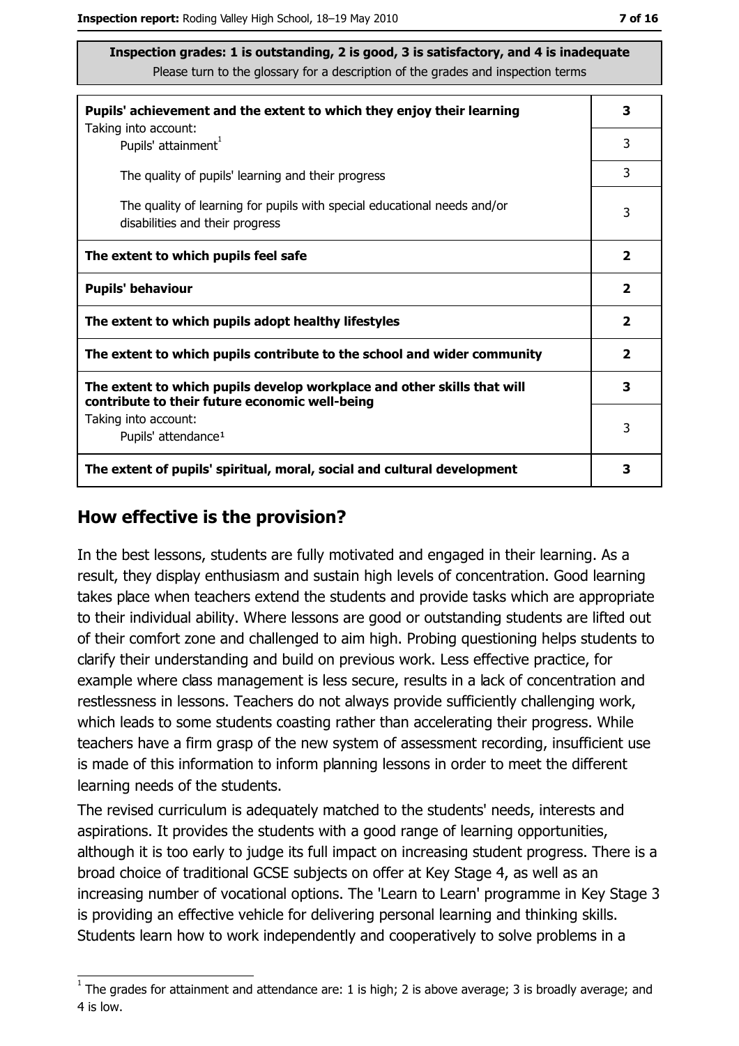**Inspection grades: 1 is outstanding, 2 is good, 3 is satisfactory, and 4 is inadequate**
Please turn to the glossary for a description of the grades and inspection terms

| | |
|---|---|
| **Pupils' achievement and the extent to which they enjoy their learning** | **3** |
| Taking into account: Pupils' attainment[1] | 3 |
| The quality of pupils' learning and their progress | 3 |
| The quality of learning for pupils with special educational needs and/or disabilities and their progress | 3 |
| **The extent to which pupils feel safe** | **2** |
| **Pupils' behaviour** | **2** |
| **The extent to which pupils adopt healthy lifestyles** | **2** |
| **The extent to which pupils contribute to the school and wider community** | **2** |
| **The extent to which pupils develop workplace and other skills that will contribute to their future economic well-being** | **3** |
| Taking into account: Pupils' attendance[1] | 3 |
| **The extent of pupils' spiritual, moral, social and cultural development** | **3** |

## How effective is the provision?

In the best lessons, students are fully motivated and engaged in their learning. As a result, they display enthusiasm and sustain high levels of concentration. Good learning takes place when teachers extend the students and provide tasks which are appropriate to their individual ability. Where lessons are good or outstanding students are lifted out of their comfort zone and challenged to aim high. Probing questioning helps students to clarify their understanding and build on previous work. Less effective practice, for example where class management is less secure, results in a lack of concentration and restlessness in lessons. Teachers do not always provide sufficiently challenging work, which leads to some students coasting rather than accelerating their progress. While teachers have a firm grasp of the new system of assessment recording, insufficient use is made of this information to inform planning lessons in order to meet the different learning needs of the students.

The revised curriculum is adequately matched to the students' needs, interests and aspirations. It provides the students with a good range of learning opportunities, although it is too early to judge its full impact on increasing student progress. There is a broad choice of traditional GCSE subjects on offer at Key Stage 4, as well as an increasing number of vocational options. The 'Learn to Learn' programme in Key Stage 3 is providing an effective vehicle for delivering personal learning and thinking skills. Students learn how to work independently and cooperatively to solve problems in a

[1] The grades for attainment and attendance are: 1 is high; 2 is above average; 3 is broadly average; and 4 is low.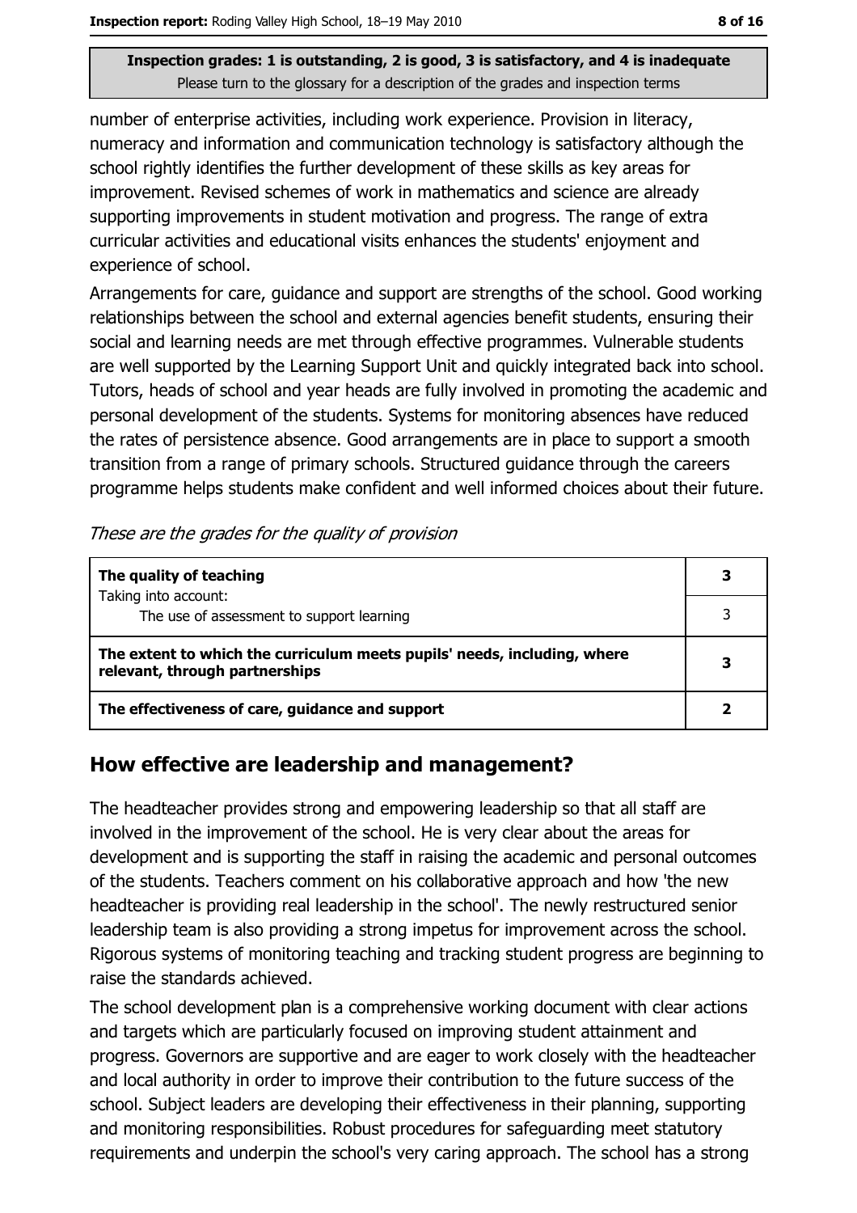**Inspection grades: 1 is outstanding, 2 is good, 3 is satisfactory, and 4 is inadequate**
Please turn to the glossary for a description of the grades and inspection terms

number of enterprise activities, including work experience. Provision in literacy, numeracy and information and communication technology is satisfactory although the school rightly identifies the further development of these skills as key areas for improvement. Revised schemes of work in mathematics and science are already supporting improvements in student motivation and progress. The range of extra curricular activities and educational visits enhances the students' enjoyment and experience of school.

Arrangements for care, guidance and support are strengths of the school. Good working relationships between the school and external agencies benefit students, ensuring their social and learning needs are met through effective programmes. Vulnerable students are well supported by the Learning Support Unit and quickly integrated back into school. Tutors, heads of school and year heads are fully involved in promoting the academic and personal development of the students. Systems for monitoring absences have reduced the rates of persistence absence. Good arrangements are in place to support a smooth transition from a range of primary schools. Structured guidance through the careers programme helps students make confident and well informed choices about their future.

*These are the grades for the quality of provision*

| | |
|---|---|
| **The quality of teaching**<br>Taking into account: | **3** |
| The use of assessment to support learning | 3 |
| **The extent to which the curriculum meets pupils' needs, including, where relevant, through partnerships** | **3** |
| **The effectiveness of care, guidance and support** | **2** |

## How effective are leadership and management?

The headteacher provides strong and empowering leadership so that all staff are involved in the improvement of the school. He is very clear about the areas for development and is supporting the staff in raising the academic and personal outcomes of the students. Teachers comment on his collaborative approach and how 'the new headteacher is providing real leadership in the school'. The newly restructured senior leadership team is also providing a strong impetus for improvement across the school. Rigorous systems of monitoring teaching and tracking student progress are beginning to raise the standards achieved.

The school development plan is a comprehensive working document with clear actions and targets which are particularly focused on improving student attainment and progress. Governors are supportive and are eager to work closely with the headteacher and local authority in order to improve their contribution to the future success of the school. Subject leaders are developing their effectiveness in their planning, supporting and monitoring responsibilities. Robust procedures for safeguarding meet statutory requirements and underpin the school's very caring approach. The school has a strong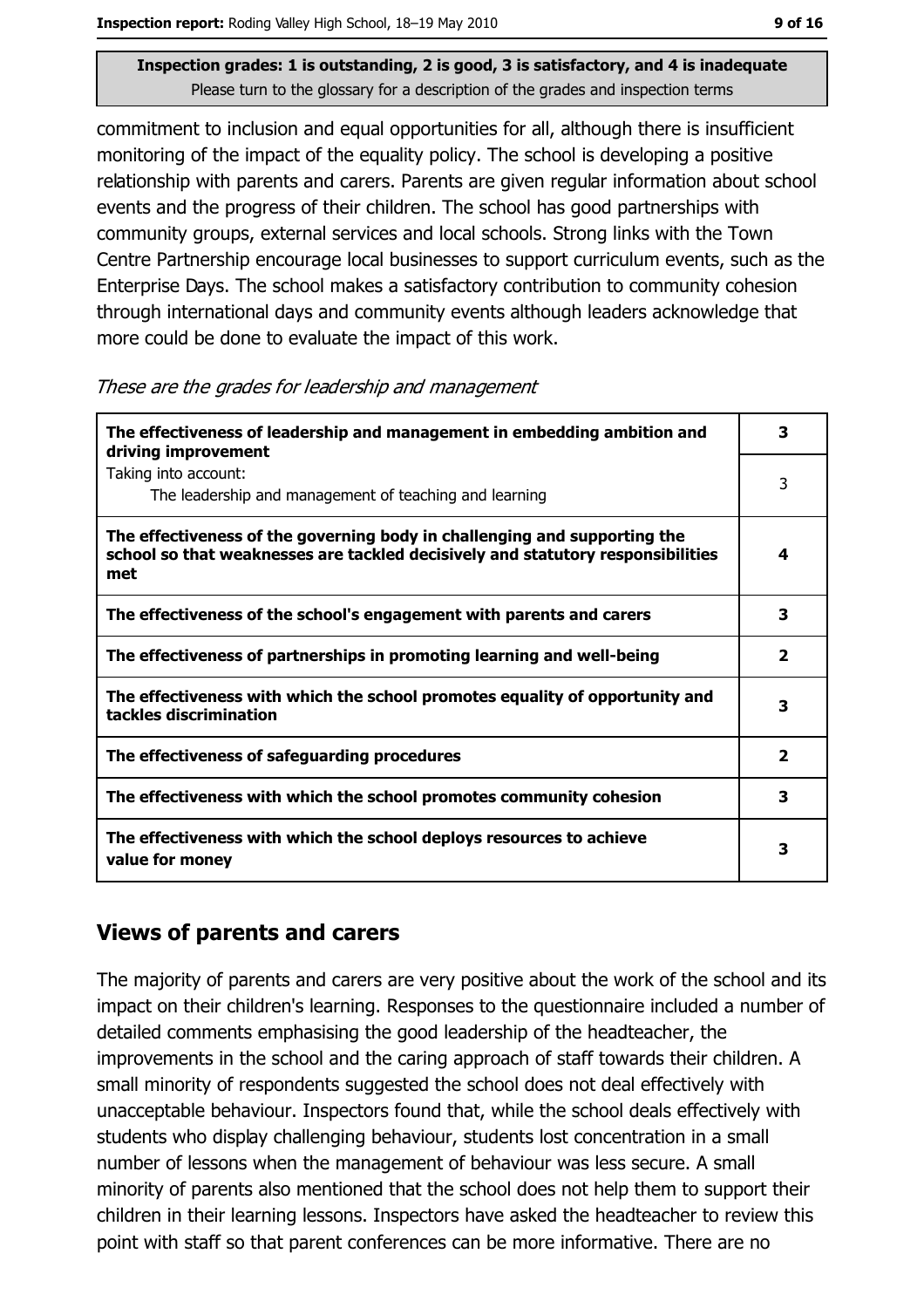**Inspection grades: 1 is outstanding, 2 is good, 3 is satisfactory, and 4 is inadequate**
Please turn to the glossary for a description of the grades and inspection terms

commitment to inclusion and equal opportunities for all, although there is insufficient monitoring of the impact of the equality policy. The school is developing a positive relationship with parents and carers. Parents are given regular information about school events and the progress of their children. The school has good partnerships with community groups, external services and local schools. Strong links with the Town Centre Partnership encourage local businesses to support curriculum events, such as the Enterprise Days. The school makes a satisfactory contribution to community cohesion through international days and community events although leaders acknowledge that more could be done to evaluate the impact of this work.

*These are the grades for leadership and management*

| | |
|---|---|
| **The effectiveness of leadership and management in embedding ambition and driving improvement** | **3** |
| Taking into account: The leadership and management of teaching and learning | 3 |
| **The effectiveness of the governing body in challenging and supporting the school so that weaknesses are tackled decisively and statutory responsibilities met** | **4** |
| **The effectiveness of the school's engagement with parents and carers** | **3** |
| **The effectiveness of partnerships in promoting learning and well-being** | **2** |
| **The effectiveness with which the school promotes equality of opportunity and tackles discrimination** | **3** |
| **The effectiveness of safeguarding procedures** | **2** |
| **The effectiveness with which the school promotes community cohesion** | **3** |
| **The effectiveness with which the school deploys resources to achieve value for money** | **3** |

## Views of parents and carers

The majority of parents and carers are very positive about the work of the school and its impact on their children's learning. Responses to the questionnaire included a number of detailed comments emphasising the good leadership of the headteacher, the improvements in the school and the caring approach of staff towards their children. A small minority of respondents suggested the school does not deal effectively with unacceptable behaviour. Inspectors found that, while the school deals effectively with students who display challenging behaviour, students lost concentration in a small number of lessons when the management of behaviour was less secure. A small minority of parents also mentioned that the school does not help them to support their children in their learning lessons. Inspectors have asked the headteacher to review this point with staff so that parent conferences can be more informative. There are no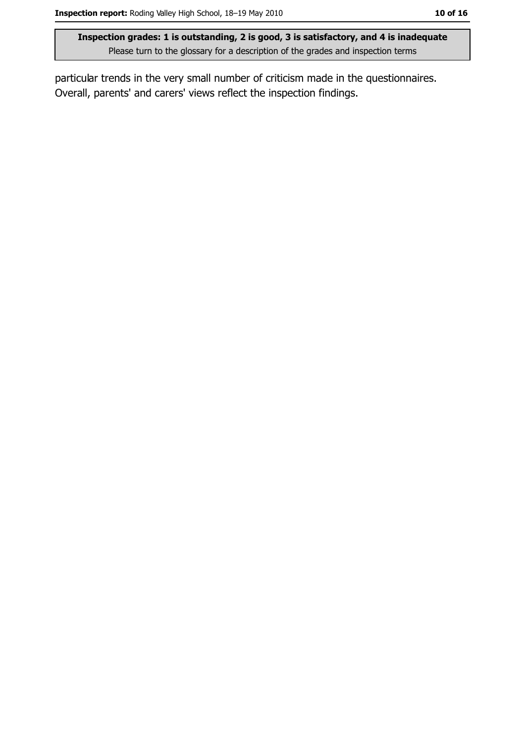particular trends in the very small number of criticism made in the questionnaires. Overall, parents' and carers' views reflect the inspection findings.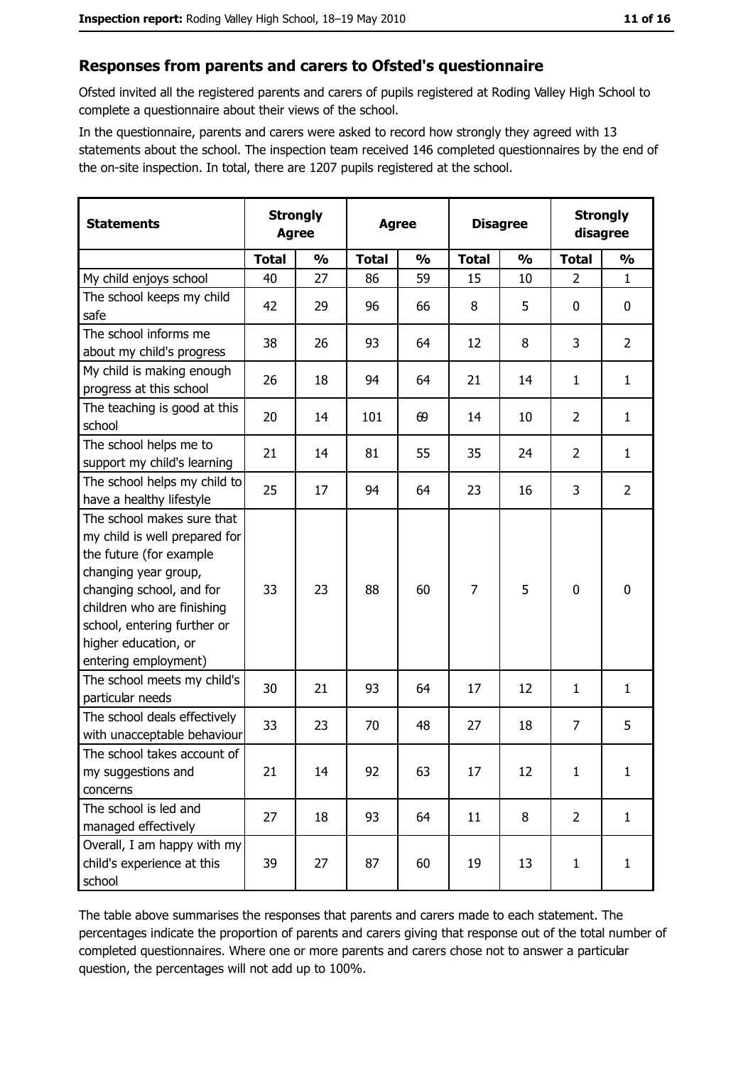## Responses from parents and carers to Ofsted's questionnaire

Ofsted invited all the registered parents and carers of pupils registered at Roding Valley High School to complete a questionnaire about their views of the school.

In the questionnaire, parents and carers were asked to record how strongly they agreed with 13 statements about the school. The inspection team received 146 completed questionnaires by the end of the on-site inspection. In total, there are 1207 pupils registered at the school.

| Statements | Strongly Agree | | Agree | | Disagree | | Strongly disagree | |
|---|---|---|---|---|---|---|---|---|
| | Total | % | Total | % | Total | % | Total | % |
| My child enjoys school | 40 | 27 | 86 | 59 | 15 | 10 | 2 | 1 |
| The school keeps my child safe | 42 | 29 | 96 | 66 | 8 | 5 | 0 | 0 |
| The school informs me about my child's progress | 38 | 26 | 93 | 64 | 12 | 8 | 3 | 2 |
| My child is making enough progress at this school | 26 | 18 | 94 | 64 | 21 | 14 | 1 | 1 |
| The teaching is good at this school | 20 | 14 | 101 | 69 | 14 | 10 | 2 | 1 |
| The school helps me to support my child's learning | 21 | 14 | 81 | 55 | 35 | 24 | 2 | 1 |
| The school helps my child to have a healthy lifestyle | 25 | 17 | 94 | 64 | 23 | 16 | 3 | 2 |
| The school makes sure that my child is well prepared for the future (for example changing year group, changing school, and for children who are finishing school, entering further or higher education, or entering employment) | 33 | 23 | 88 | 60 | 7 | 5 | 0 | 0 |
| The school meets my child's particular needs | 30 | 21 | 93 | 64 | 17 | 12 | 1 | 1 |
| The school deals effectively with unacceptable behaviour | 33 | 23 | 70 | 48 | 27 | 18 | 7 | 5 |
| The school takes account of my suggestions and concerns | 21 | 14 | 92 | 63 | 17 | 12 | 1 | 1 |
| The school is led and managed effectively | 27 | 18 | 93 | 64 | 11 | 8 | 2 | 1 |
| Overall, I am happy with my child's experience at this school | 39 | 27 | 87 | 60 | 19 | 13 | 1 | 1 |

The table above summarises the responses that parents and carers made to each statement. The percentages indicate the proportion of parents and carers giving that response out of the total number of completed questionnaires. Where one or more parents and carers chose not to answer a particular question, the percentages will not add up to 100%.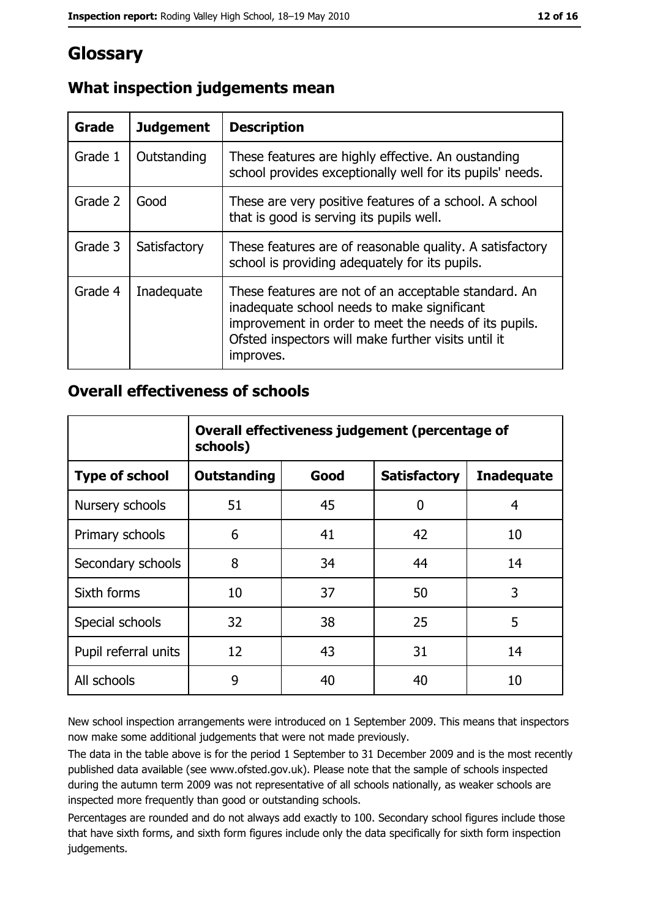# Glossary

## What inspection judgements mean

| Grade | Judgement | Description |
|---|---|---|
| Grade 1 | Outstanding | These features are highly effective. An oustanding school provides exceptionally well for its pupils' needs. |
| Grade 2 | Good | These are very positive features of a school. A school that is good is serving its pupils well. |
| Grade 3 | Satisfactory | These features are of reasonable quality. A satisfactory school is providing adequately for its pupils. |
| Grade 4 | Inadequate | These features are not of an acceptable standard. An inadequate school needs to make significant improvement in order to meet the needs of its pupils. Ofsted inspectors will make further visits until it improves. |

## Overall effectiveness of schools

| | Overall effectiveness judgement (percentage of schools) | | | |
|---|---|---|---|---|
| **Type of school** | **Outstanding** | **Good** | **Satisfactory** | **Inadequate** |
| Nursery schools | 51 | 45 | 0 | 4 |
| Primary schools | 6 | 41 | 42 | 10 |
| Secondary schools | 8 | 34 | 44 | 14 |
| Sixth forms | 10 | 37 | 50 | 3 |
| Special schools | 32 | 38 | 25 | 5 |
| Pupil referral units | 12 | 43 | 31 | 14 |
| All schools | 9 | 40 | 40 | 10 |

New school inspection arrangements were introduced on 1 September 2009. This means that inspectors now make some additional judgements that were not made previously.

The data in the table above is for the period 1 September to 31 December 2009 and is the most recently published data available (see www.ofsted.gov.uk). Please note that the sample of schools inspected during the autumn term 2009 was not representative of all schools nationally, as weaker schools are inspected more frequently than good or outstanding schools.

Percentages are rounded and do not always add exactly to 100. Secondary school figures include those that have sixth forms, and sixth form figures include only the data specifically for sixth form inspection judgements.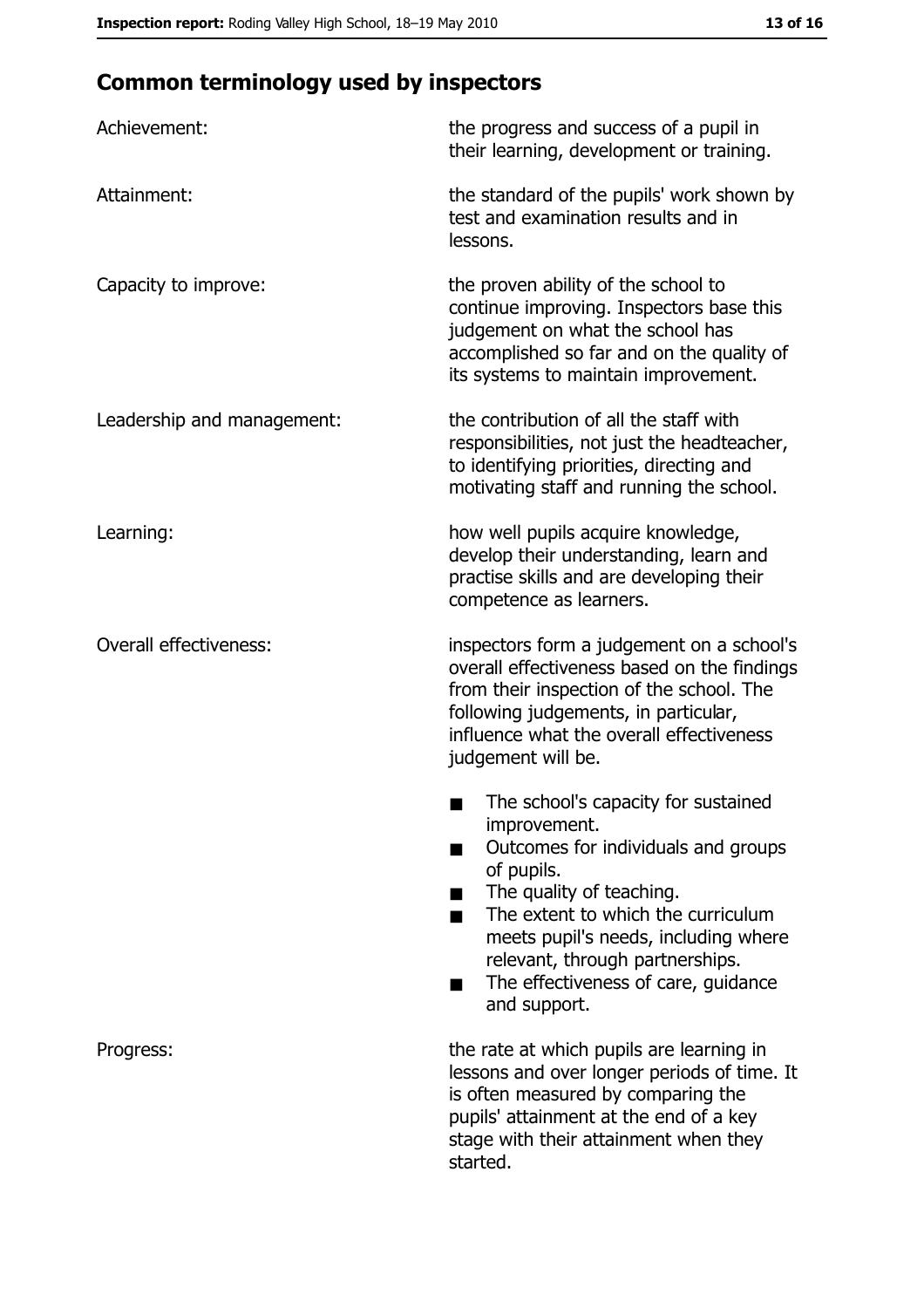## Common terminology used by inspectors

| | |
|---|---|
| Achievement: | the progress and success of a pupil in their learning, development or training. |
| Attainment: | the standard of the pupils' work shown by test and examination results and in lessons. |
| Capacity to improve: | the proven ability of the school to continue improving. Inspectors base this judgement on what the school has accomplished so far and on the quality of its systems to maintain improvement. |
| Leadership and management: | the contribution of all the staff with responsibilities, not just the headteacher, to identifying priorities, directing and motivating staff and running the school. |
| Learning: | how well pupils acquire knowledge, develop their understanding, learn and practise skills and are developing their competence as learners. |
| Overall effectiveness: | inspectors form a judgement on a school's overall effectiveness based on the findings from their inspection of the school. The following judgements, in particular, influence what the overall effectiveness judgement will be.<br>■ The school's capacity for sustained improvement.<br>■ Outcomes for individuals and groups of pupils.<br>■ The quality of teaching.<br>■ The extent to which the curriculum meets pupil's needs, including where relevant, through partnerships.<br>■ The effectiveness of care, guidance and support. |
| Progress: | the rate at which pupils are learning in lessons and over longer periods of time. It is often measured by comparing the pupils' attainment at the end of a key stage with their attainment when they started. |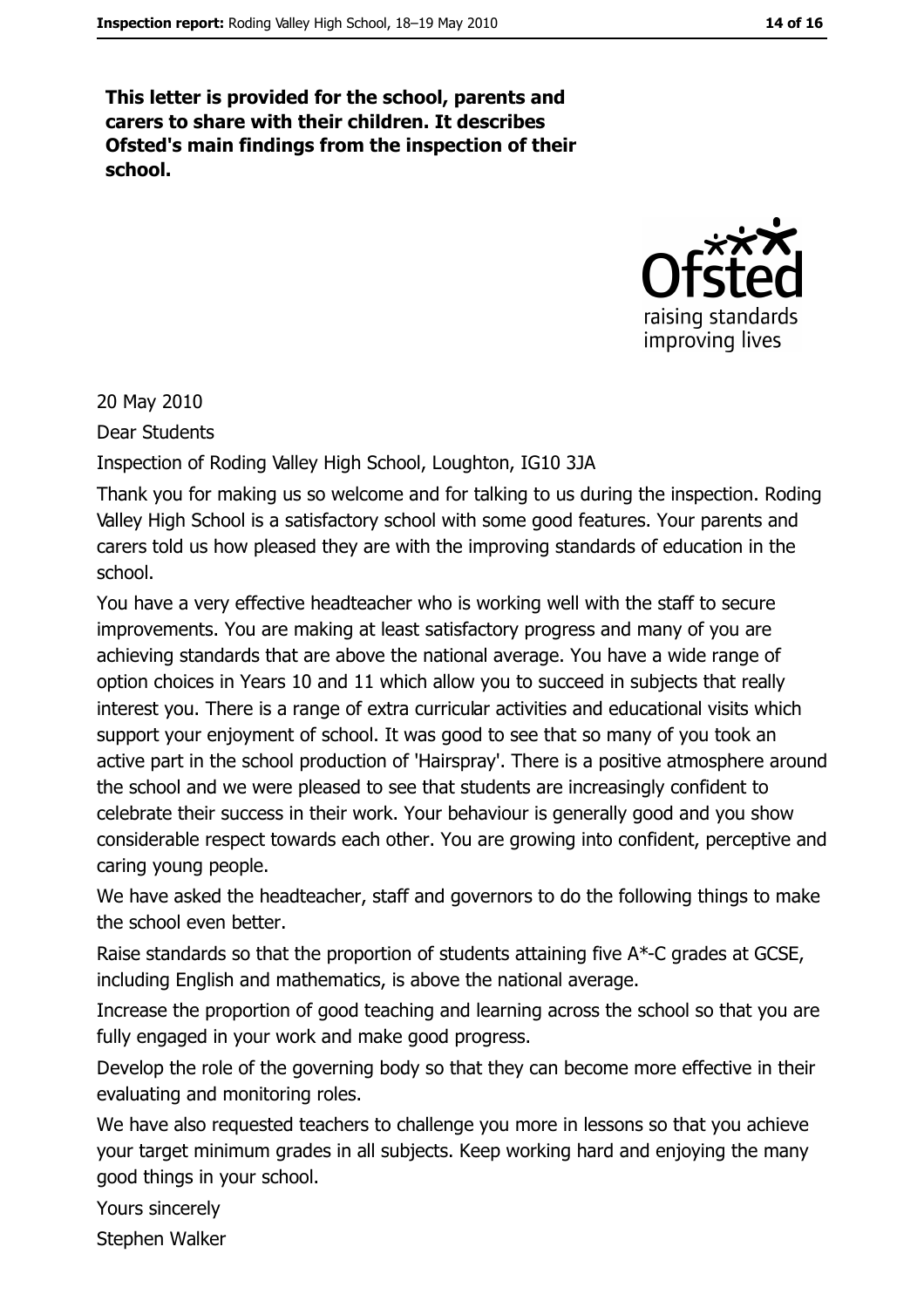**This letter is provided for the school, parents and carers to share with their children. It describes Ofsted's main findings from the inspection of their school.**

20 May 2010

Dear Students

Inspection of Roding Valley High School, Loughton, IG10 3JA

Thank you for making us so welcome and for talking to us during the inspection. Roding Valley High School is a satisfactory school with some good features. Your parents and carers told us how pleased they are with the improving standards of education in the school.

You have a very effective headteacher who is working well with the staff to secure improvements. You are making at least satisfactory progress and many of you are achieving standards that are above the national average. You have a wide range of option choices in Years 10 and 11 which allow you to succeed in subjects that really interest you. There is a range of extra curricular activities and educational visits which support your enjoyment of school. It was good to see that so many of you took an active part in the school production of 'Hairspray'. There is a positive atmosphere around the school and we were pleased to see that students are increasingly confident to celebrate their success in their work. Your behaviour is generally good and you show considerable respect towards each other. You are growing into confident, perceptive and caring young people.

We have asked the headteacher, staff and governors to do the following things to make the school even better.

Raise standards so that the proportion of students attaining five A*-C grades at GCSE, including English and mathematics, is above the national average.

Increase the proportion of good teaching and learning across the school so that you are fully engaged in your work and make good progress.

Develop the role of the governing body so that they can become more effective in their evaluating and monitoring roles.

We have also requested teachers to challenge you more in lessons so that you achieve your target minimum grades in all subjects. Keep working hard and enjoying the many good things in your school.

Yours sincerely

Stephen Walker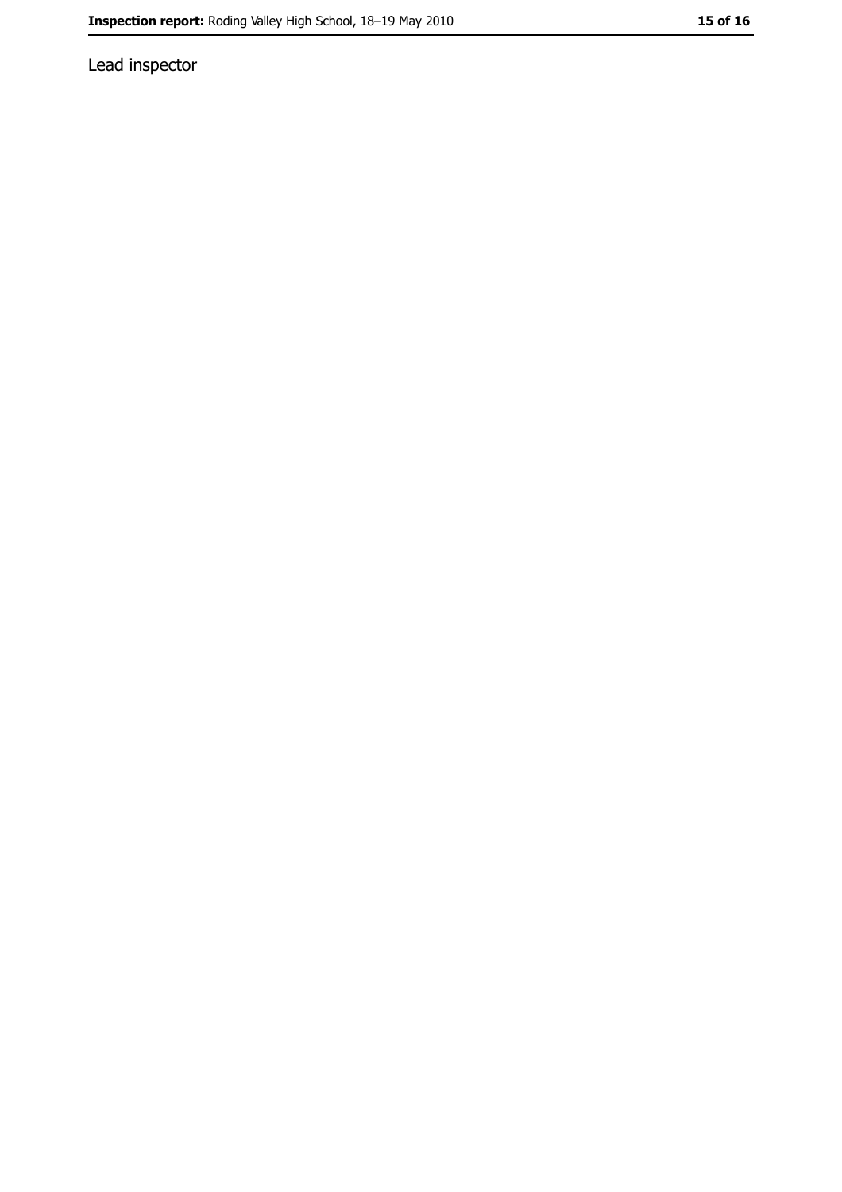Lead inspector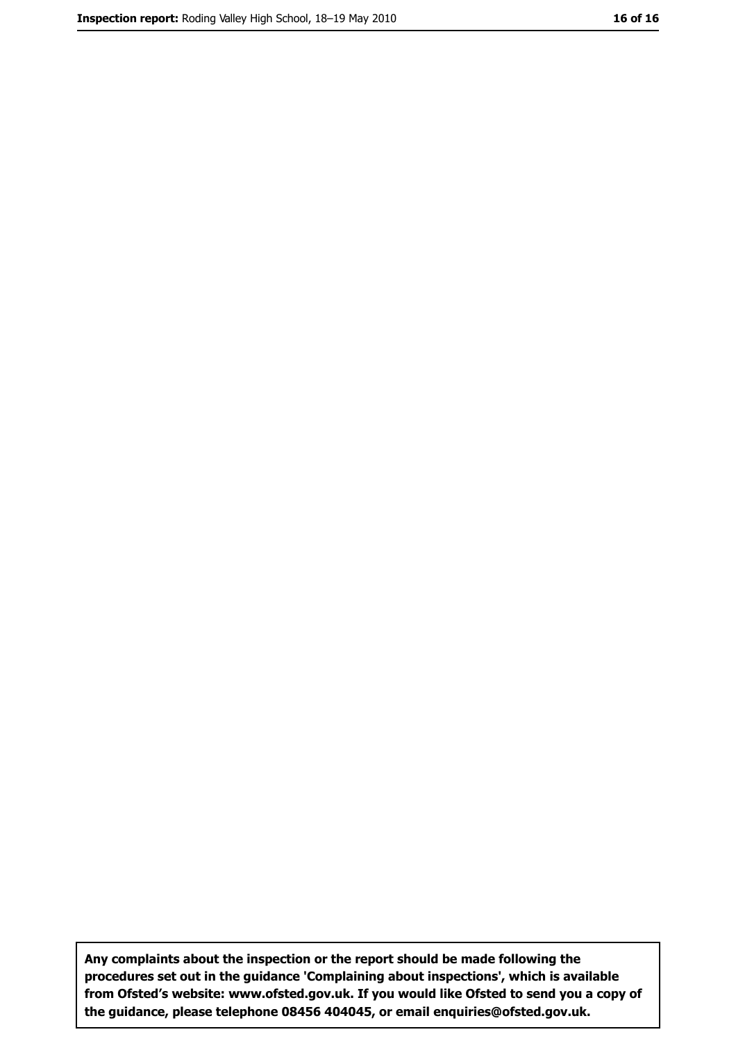**Any complaints about the inspection or the report should be made following the procedures set out in the guidance 'Complaining about inspections', which is available from Ofsted's website: www.ofsted.gov.uk. If you would like Ofsted to send you a copy of the guidance, please telephone 08456 404045, or email enquiries@ofsted.gov.uk.**